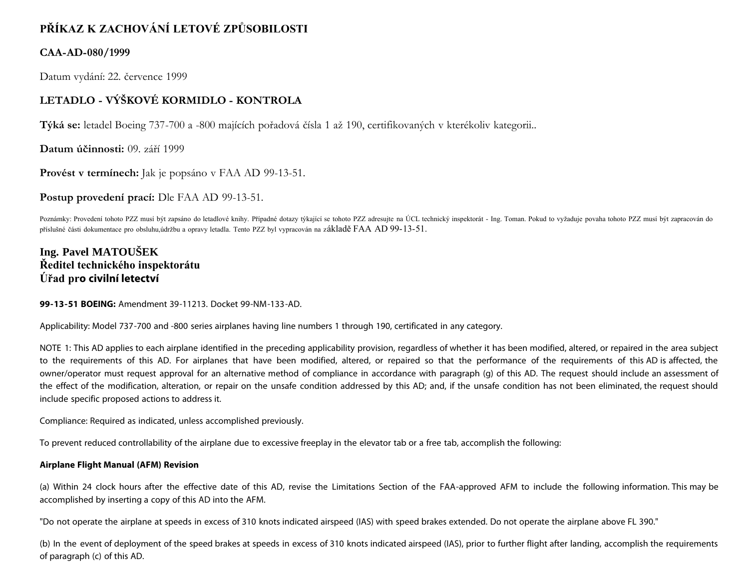# PŘÍKAZ K ZACHOVÁNÍ LETOVÉ ZPŮSOBILOSTI

## CAA-AD-080/1999

Datum vydání: 22. července 1999

## LETADLO - VÝŠKOVÉ KORMIDLO - KONTROLA

**Týká se:** letadel Boeing 737-700 a -800 majících pořadová čísla 1 až 190, certifikovaných v kterékoliv kategorii..

**Datum účinnosti:** 09. září 1999

**Provést v termínech:** Jak je popsáno v FAA AD 99-13-51.

**Postup provedení prací:** Dle FAA AD 99-13-51.

Poznámky: Provedení tohoto PZZ musí být zapsáno do letadlové knihy. Případné dotazy týkající se tohoto PZZ adresujte na ÚCL technický inspektorát - Ing. Toman. Pokud to vyžaduje povaha tohoto PZZ musí být zapracován do příslušné části dokumentace pro obsluhu,údržbu a opravy letadla. Tento PZZ byl vypracován na základě FAA AD 99-13-51.

**Ing. Pavel MATOUŠEK**
**Ředitel technického inspektorátu**
**Úřad pro civilní letectví**

**99-13-51 BOEING:** Amendment 39-11213. Docket 99-NM-133-AD.

Applicability: Model 737-700 and -800 series airplanes having line numbers 1 through 190, certificated in any category.

NOTE 1: This AD applies to each airplane identified in the preceding applicability provision, regardless of whether it has been modified, altered, or repaired in the area subject to the requirements of this AD. For airplanes that have been modified, altered, or repaired so that the performance of the requirements of this AD is affected, the owner/operator must request approval for an alternative method of compliance in accordance with paragraph (g) of this AD. The request should include an assessment of the effect of the modification, alteration, or repair on the unsafe condition addressed by this AD; and, if the unsafe condition has not been eliminated, the request should include specific proposed actions to address it.

Compliance: Required as indicated, unless accomplished previously.

To prevent reduced controllability of the airplane due to excessive freeplay in the elevator tab or a free tab, accomplish the following:

**Airplane Flight Manual (AFM) Revision**

(a) Within 24 clock hours after the effective date of this AD, revise the Limitations Section of the FAA-approved AFM to include the following information. This may be accomplished by inserting a copy of this AD into the AFM.

"Do not operate the airplane at speeds in excess of 310 knots indicated airspeed (IAS) with speed brakes extended. Do not operate the airplane above FL 390."

(b) In the event of deployment of the speed brakes at speeds in excess of 310 knots indicated airspeed (IAS), prior to further flight after landing, accomplish the requirements of paragraph (c) of this AD.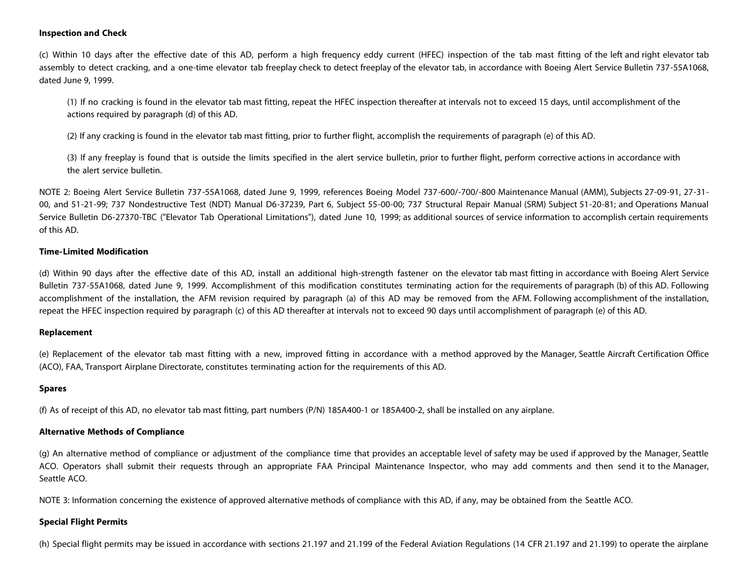**Inspection and Check**

(c) Within 10 days after the effective date of this AD, perform a high frequency eddy current (HFEC) inspection of the tab mast fitting of the left and right elevator tab assembly to detect cracking, and a one-time elevator tab freeplay check to detect freeplay of the elevator tab, in accordance with Boeing Alert Service Bulletin 737-55A1068, dated June 9, 1999.

> (1) If no cracking is found in the elevator tab mast fitting, repeat the HFEC inspection thereafter at intervals not to exceed 15 days, until accomplishment of the actions required by paragraph (d) of this AD.
>
> (2) If any cracking is found in the elevator tab mast fitting, prior to further flight, accomplish the requirements of paragraph (e) of this AD.
>
> (3) If any freeplay is found that is outside the limits specified in the alert service bulletin, prior to further flight, perform corrective actions in accordance with the alert service bulletin.

NOTE 2: Boeing Alert Service Bulletin 737-55A1068, dated June 9, 1999, references Boeing Model 737-600/-700/-800 Maintenance Manual (AMM), Subjects 27-09-91, 27-31-00, and 51-21-99; 737 Nondestructive Test (NDT) Manual D6-37239, Part 6, Subject 55-00-00; 737 Structural Repair Manual (SRM) Subject 51-20-81; and Operations Manual Service Bulletin D6-27370-TBC ("Elevator Tab Operational Limitations"), dated June 10, 1999; as additional sources of service information to accomplish certain requirements of this AD.

**Time-Limited Modification**

(d) Within 90 days after the effective date of this AD, install an additional high-strength fastener on the elevator tab mast fitting in accordance with Boeing Alert Service Bulletin 737-55A1068, dated June 9, 1999. Accomplishment of this modification constitutes terminating action for the requirements of paragraph (b) of this AD. Following accomplishment of the installation, the AFM revision required by paragraph (a) of this AD may be removed from the AFM. Following accomplishment of the installation, repeat the HFEC inspection required by paragraph (c) of this AD thereafter at intervals not to exceed 90 days until accomplishment of paragraph (e) of this AD.

**Replacement**

(e) Replacement of the elevator tab mast fitting with a new, improved fitting in accordance with a method approved by the Manager, Seattle Aircraft Certification Office (ACO), FAA, Transport Airplane Directorate, constitutes terminating action for the requirements of this AD.

**Spares**

(f) As of receipt of this AD, no elevator tab mast fitting, part numbers (P/N) 185A400-1 or 185A400-2, shall be installed on any airplane.

**Alternative Methods of Compliance**

(g) An alternative method of compliance or adjustment of the compliance time that provides an acceptable level of safety may be used if approved by the Manager, Seattle ACO. Operators shall submit their requests through an appropriate FAA Principal Maintenance Inspector, who may add comments and then send it to the Manager, Seattle ACO.

NOTE 3: Information concerning the existence of approved alternative methods of compliance with this AD, if any, may be obtained from the Seattle ACO.

**Special Flight Permits**

(h) Special flight permits may be issued in accordance with sections 21.197 and 21.199 of the Federal Aviation Regulations (14 CFR 21.197 and 21.199) to operate the airplane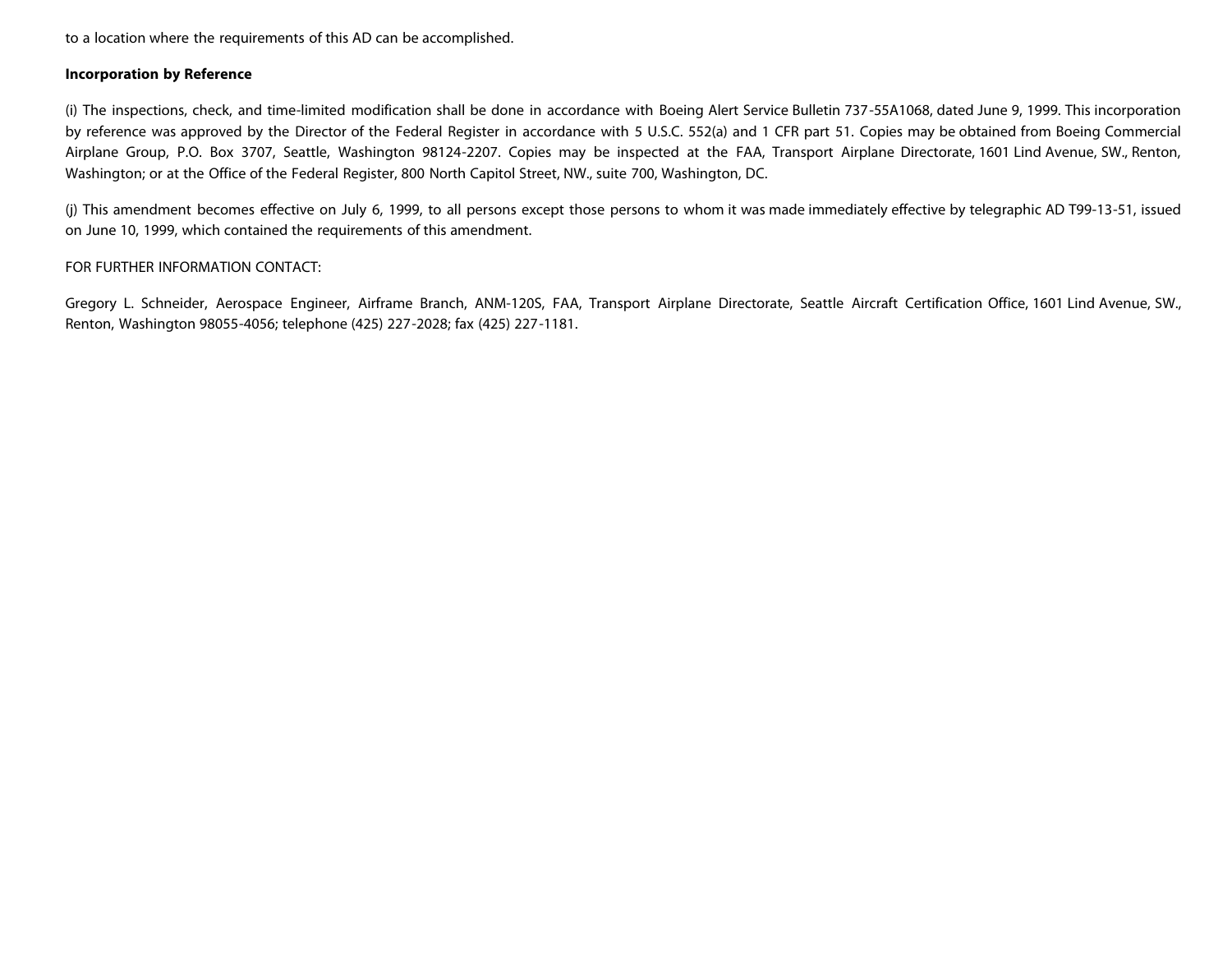to a location where the requirements of this AD can be accomplished.

**Incorporation by Reference**

(i) The inspections, check, and time-limited modification shall be done in accordance with Boeing Alert Service Bulletin 737-55A1068, dated June 9, 1999. This incorporation by reference was approved by the Director of the Federal Register in accordance with 5 U.S.C. 552(a) and 1 CFR part 51. Copies may be obtained from Boeing Commercial Airplane Group, P.O. Box 3707, Seattle, Washington 98124-2207. Copies may be inspected at the FAA, Transport Airplane Directorate, 1601 Lind Avenue, SW., Renton, Washington; or at the Office of the Federal Register, 800 North Capitol Street, NW., suite 700, Washington, DC.

(j) This amendment becomes effective on July 6, 1999, to all persons except those persons to whom it was made immediately effective by telegraphic AD T99-13-51, issued on June 10, 1999, which contained the requirements of this amendment.

FOR FURTHER INFORMATION CONTACT:

Gregory L. Schneider, Aerospace Engineer, Airframe Branch, ANM-120S, FAA, Transport Airplane Directorate, Seattle Aircraft Certification Office, 1601 Lind Avenue, SW., Renton, Washington 98055-4056; telephone (425) 227-2028; fax (425) 227-1181.